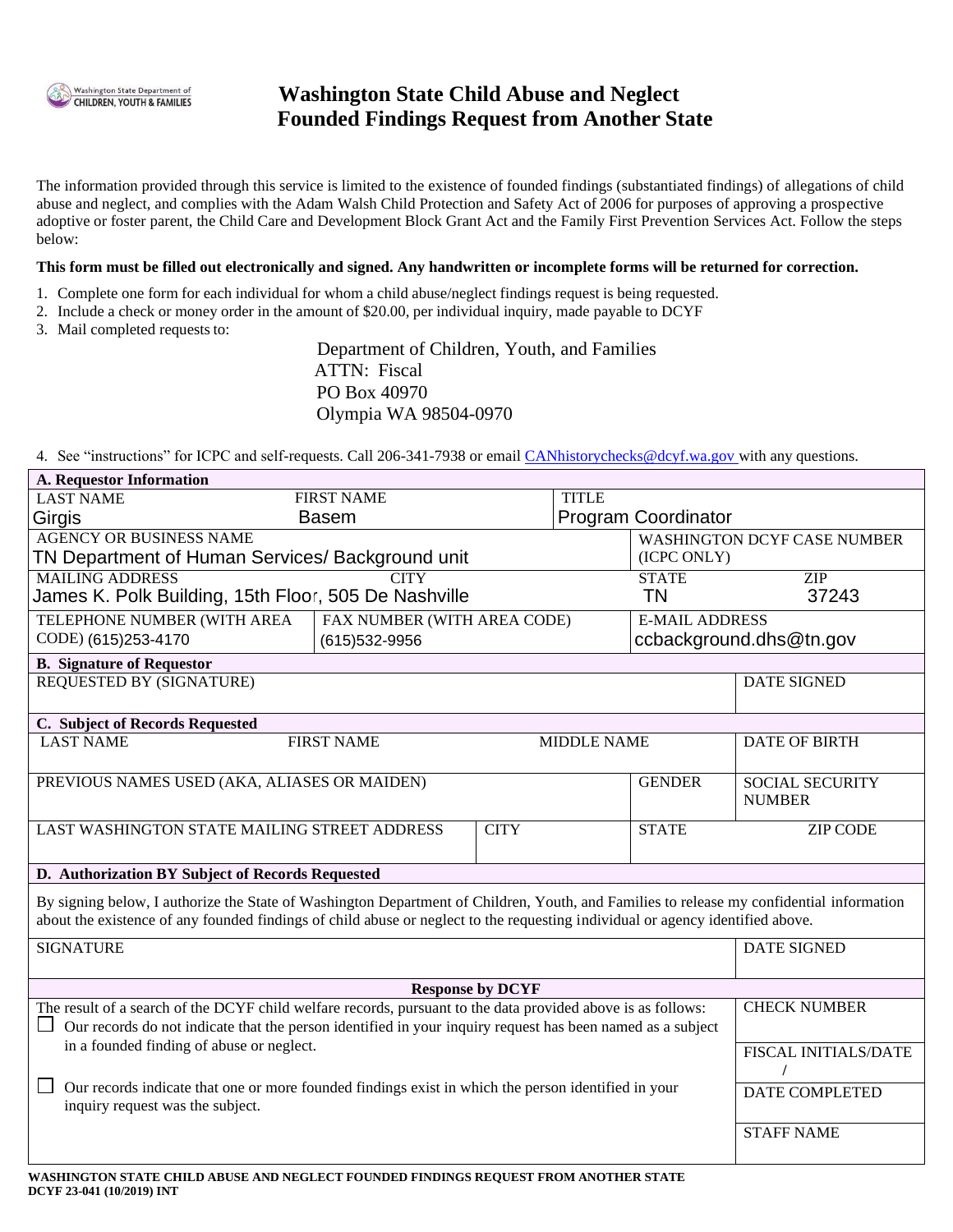Washington State Department of CHILDREN, YOUTH & FAMILIES

# Washington State Child Abuse and Neglect Founded Findings Request from Another State

The information provided through this service is limited to the existence of founded findings (substantiated findings) of allegations of child abuse and neglect, and complies with the Adam Walsh Child Protection and Safety Act of 2006 for purposes of approving a prospective adoptive or foster parent, the Child Care and Development Block Grant Act and the Family First Prevention Services Act. Follow the steps below:

**This form must be filled out electronically and signed. Any handwritten or incomplete forms will be returned for correction.**

1. Complete one form for each individual for whom a child abuse/neglect findings request is being requested.
2. Include a check or money order in the amount of $20.00, per individual inquiry, made payable to DCYF
3. Mail completed requests to:

   Department of Children, Youth, and Families
   ATTN: Fiscal
   PO Box 40970
   Olympia WA 98504-0970

4. See "instructions" for ICPC and self-requests. Call 206-341-7938 or email CANhistorychecks@dcyf.wa.gov with any questions.

**A. Requestor Information**

| LAST NAME | FIRST NAME | TITLE |
|---|---|---|
| Girgis | Basem | Program Coordinator |

| AGENCY OR BUSINESS NAME | WASHINGTON DCYF CASE NUMBER (ICPC ONLY) |
|---|---|
| TN Department of Human Services/ Background unit | |

| MAILING ADDRESS | CITY | STATE | ZIP |
|---|---|---|---|
| James K. Polk Building, 15th Floor, 505 De Nashville | | TN | 37243 |

| TELEPHONE NUMBER (WITH AREA CODE) | FAX NUMBER (WITH AREA CODE) | E-MAIL ADDRESS |
|---|---|---|
| (615)253-4170 | (615)532-9956 | ccbackground.dhs@tn.gov |

**B. Signature of Requestor**

| REQUESTED BY (SIGNATURE) | DATE SIGNED |
|---|---|
| | |

**C. Subject of Records Requested**

| LAST NAME | FIRST NAME | MIDDLE NAME | DATE OF BIRTH |
|---|---|---|---|
| | | | |

| PREVIOUS NAMES USED (AKA, ALIASES OR MAIDEN) | GENDER | SOCIAL SECURITY NUMBER |
|---|---|---|
| | | |

| LAST WASHINGTON STATE MAILING STREET ADDRESS | CITY | STATE | ZIP CODE |
|---|---|---|---|
| | | | |

**D. Authorization BY Subject of Records Requested**

By signing below, I authorize the State of Washington Department of Children, Youth, and Families to release my confidential information about the existence of any founded findings of child abuse or neglect to the requesting individual or agency identified above.

| SIGNATURE | DATE SIGNED |
|---|---|
| | |

**Response by DCYF**

The result of a search of the DCYF child welfare records, pursuant to the data provided above is as follows:

☐ Our records do not indicate that the person identified in your inquiry request has been named as a subject in a founded finding of abuse or neglect.

☐ Our records indicate that one or more founded findings exist in which the person identified in your inquiry request was the subject.

| CHECK NUMBER |
|---|
| |
| FISCAL INITIALS/DATE /|
| DATE COMPLETED |
| STAFF NAME |

**WASHINGTON STATE CHILD ABUSE AND NEGLECT FOUNDED FINDINGS REQUEST FROM ANOTHER STATE**
**DCYF 23-041 (10/2019) INT**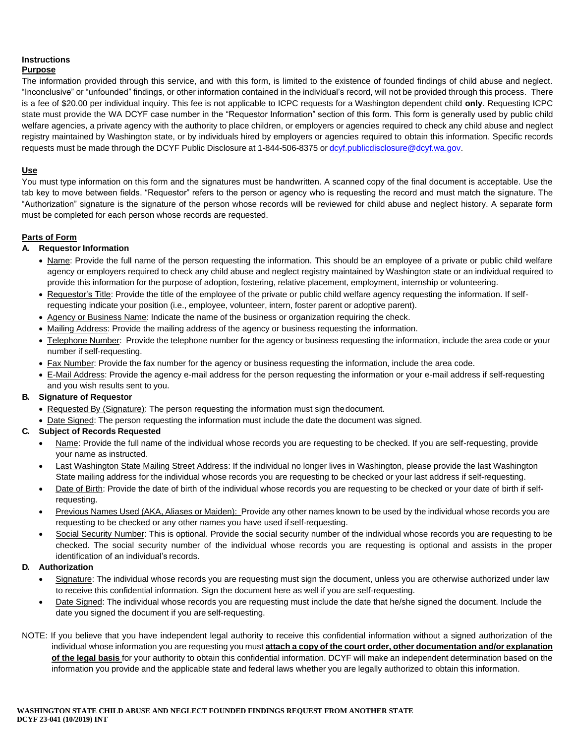**Instructions**

**Purpose**

The information provided through this service, and with this form, is limited to the existence of founded findings of child abuse and neglect. "Inconclusive" or "unfounded" findings, or other information contained in the individual's record, will not be provided through this process. There is a fee of $20.00 per individual inquiry. This fee is not applicable to ICPC requests for a Washington dependent child **only**. Requesting ICPC state must provide the WA DCYF case number in the "Requestor Information" section of this form. This form is generally used by public child welfare agencies, a private agency with the authority to place children, or employers or agencies required to check any child abuse and neglect registry maintained by Washington state, or by individuals hired by employers or agencies required to obtain this information. Specific records requests must be made through the DCYF Public Disclosure at 1-844-506-8375 or dcyf.publicdisclosure@dcyf.wa.gov.

**Use**

You must type information on this form and the signatures must be handwritten. A scanned copy of the final document is acceptable. Use the tab key to move between fields. "Requestor" refers to the person or agency who is requesting the record and must match the signature. The "Authorization" signature is the signature of the person whose records will be reviewed for child abuse and neglect history. A separate form must be completed for each person whose records are requested.

**Parts of Form**

**A. Requestor Information**

- Name: Provide the full name of the person requesting the information. This should be an employee of a private or public child welfare agency or employers required to check any child abuse and neglect registry maintained by Washington state or an individual required to provide this information for the purpose of adoption, fostering, relative placement, employment, internship or volunteering.
- Requestor's Title: Provide the title of the employee of the private or public child welfare agency requesting the information. If self-requesting indicate your position (i.e., employee, volunteer, intern, foster parent or adoptive parent).
- Agency or Business Name: Indicate the name of the business or organization requiring the check.
- Mailing Address: Provide the mailing address of the agency or business requesting the information.
- Telephone Number: Provide the telephone number for the agency or business requesting the information, include the area code or your number if self-requesting.
- Fax Number: Provide the fax number for the agency or business requesting the information, include the area code.
- E-Mail Address: Provide the agency e-mail address for the person requesting the information or your e-mail address if self-requesting and you wish results sent to you.

**B. Signature of Requestor**

- Requested By (Signature): The person requesting the information must sign the document.
- Date Signed: The person requesting the information must include the date the document was signed.

**C. Subject of Records Requested**

- Name: Provide the full name of the individual whose records you are requesting to be checked. If you are self-requesting, provide your name as instructed.
- Last Washington State Mailing Street Address: If the individual no longer lives in Washington, please provide the last Washington State mailing address for the individual whose records you are requesting to be checked or your last address if self-requesting.
- Date of Birth: Provide the date of birth of the individual whose records you are requesting to be checked or your date of birth if self-requesting.
- Previous Names Used (AKA, Aliases or Maiden): Provide any other names known to be used by the individual whose records you are requesting to be checked or any other names you have used if self-requesting.
- Social Security Number: This is optional. Provide the social security number of the individual whose records you are requesting to be checked. The social security number of the individual whose records you are requesting is optional and assists in the proper identification of an individual's records.

**D. Authorization**

- Signature: The individual whose records you are requesting must sign the document, unless you are otherwise authorized under law to receive this confidential information. Sign the document here as well if you are self-requesting.
- Date Signed: The individual whose records you are requesting must include the date that he/she signed the document. Include the date you signed the document if you are self-requesting.

NOTE: If you believe that you have independent legal authority to receive this confidential information without a signed authorization of the individual whose information you are requesting you must **attach a copy of the court order, other documentation and/or explanation of the legal basis** for your authority to obtain this confidential information. DCYF will make an independent determination based on the information you provide and the applicable state and federal laws whether you are legally authorized to obtain this information.